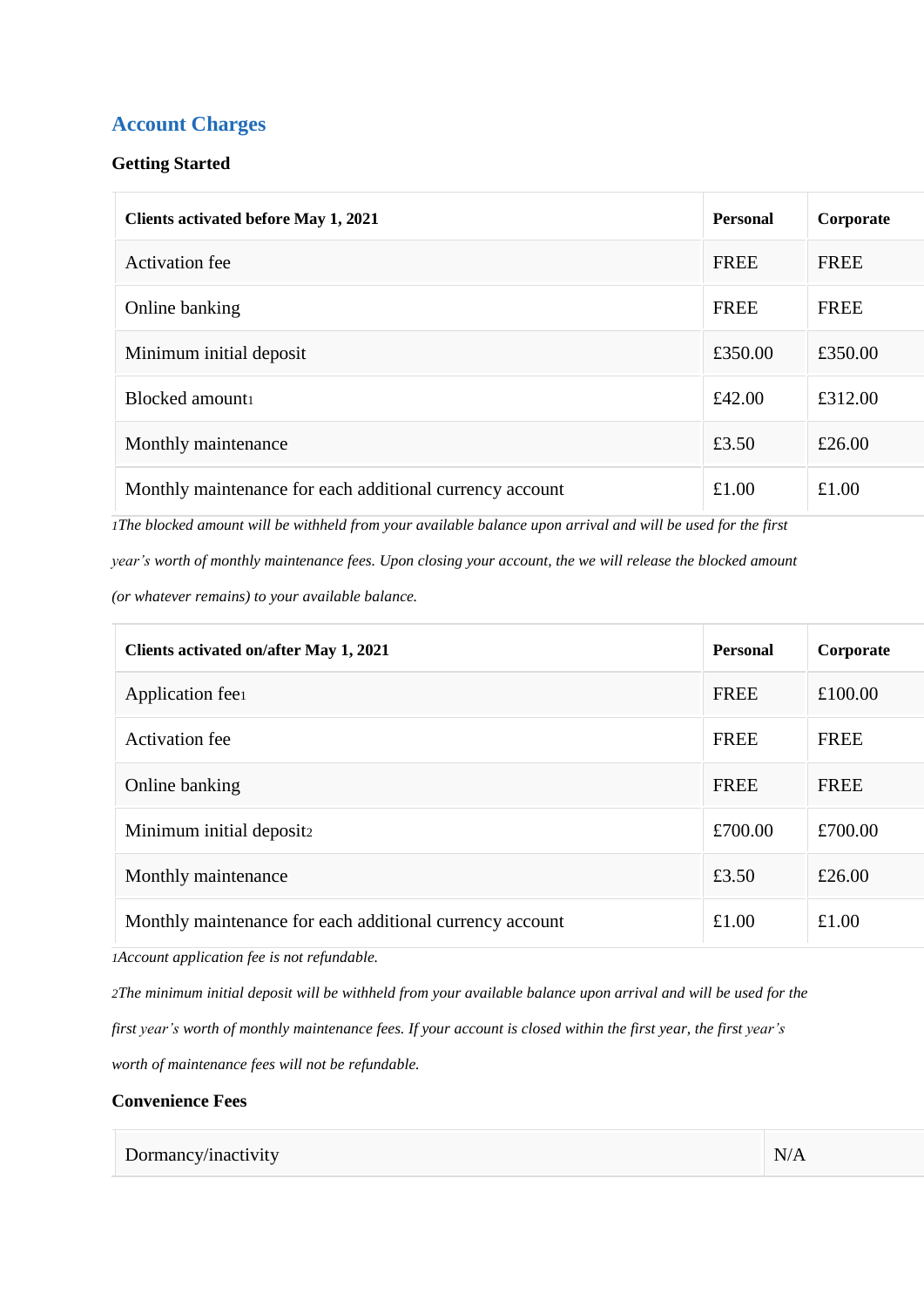## Account Charges

### Getting Started

| Clients activated before May 1, 2021 | Personal | Corporate |
|---|---|---|
| Activation fee | FREE | FREE |
| Online banking | FREE | FREE |
| Minimum initial deposit | £350.00 | £350.00 |
| Blocked amount[1] | £42.00 | £312.00 |
| Monthly maintenance | £3.50 | £26.00 |
| Monthly maintenance for each additional currency account | £1.00 | £1.00 |

*[1]The blocked amount will be withheld from your available balance upon arrival and will be used for the first year's worth of monthly maintenance fees. Upon closing your account, the we will release the blocked amount (or whatever remains) to your available balance.*

| Clients activated on/after May 1, 2021 | Personal | Corporate |
|---|---|---|
| Application fee[1] | FREE | £100.00 |
| Activation fee | FREE | FREE |
| Online banking | FREE | FREE |
| Minimum initial deposit[2] | £700.00 | £700.00 |
| Monthly maintenance | £3.50 | £26.00 |
| Monthly maintenance for each additional currency account | £1.00 | £1.00 |

*[1]Account application fee is not refundable.*

*[2]The minimum initial deposit will be withheld from your available balance upon arrival and will be used for the first year's worth of monthly maintenance fees. If your account is closed within the first year, the first year's worth of maintenance fees will not be refundable.*

### Convenience Fees

| Dormancy/inactivity | N/A |
|---|---|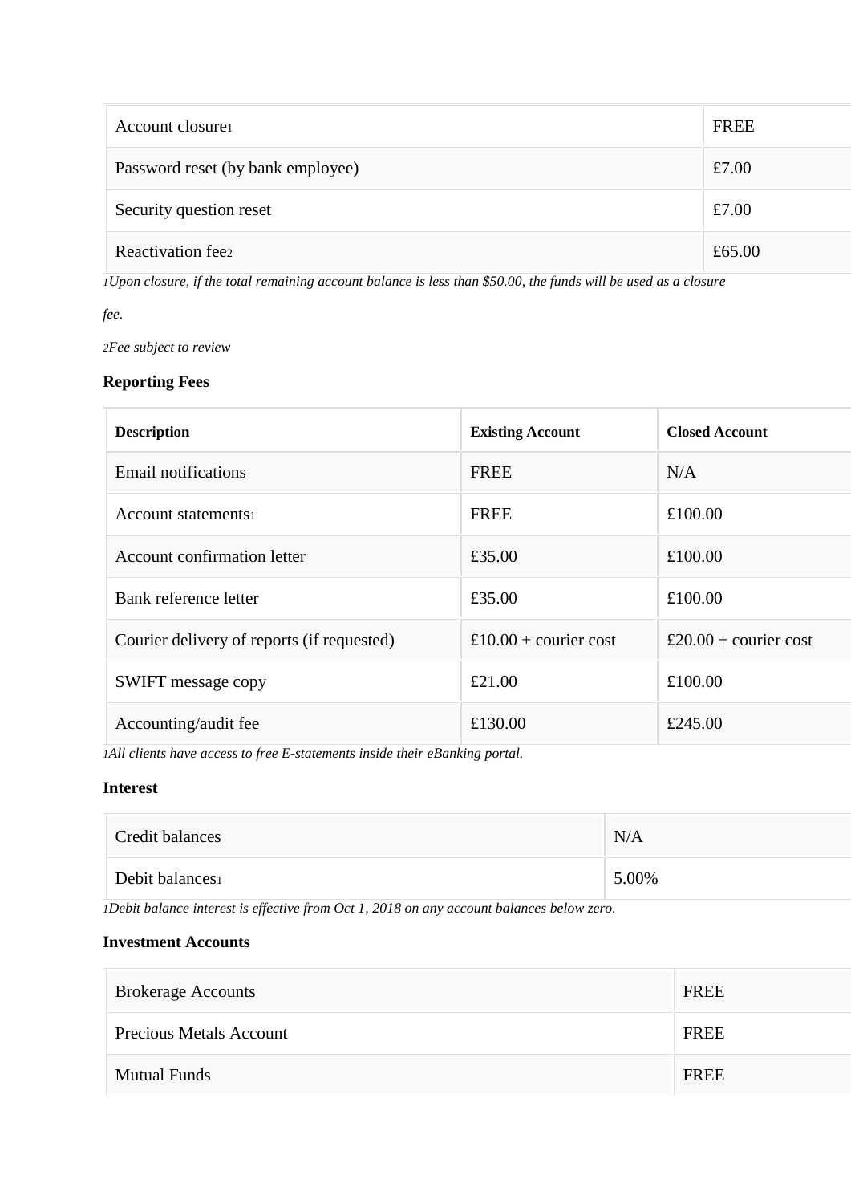| Account closure[1] | FREE |
|---|---|
| Password reset (by bank employee) | £7.00 |
| Security question reset | £7.00 |
| Reactivation fee[2] | £65.00 |

*[1]Upon closure, if the total remaining account balance is less than $50.00, the funds will be used as a closure fee.*

*[2]Fee subject to review*

**Reporting Fees**

| Description | Existing Account | Closed Account |
|---|---|---|
| Email notifications | FREE | N/A |
| Account statements[1] | FREE | £100.00 |
| Account confirmation letter | £35.00 | £100.00 |
| Bank reference letter | £35.00 | £100.00 |
| Courier delivery of reports (if requested) | £10.00 + courier cost | £20.00 + courier cost |
| SWIFT message copy | £21.00 | £100.00 |
| Accounting/audit fee | £130.00 | £245.00 |

*[1]All clients have access to free E-statements inside their eBanking portal.*

**Interest**

| Credit balances | N/A |
|---|---|
| Debit balances[1] | 5.00% |

*[1]Debit balance interest is effective from Oct 1, 2018 on any account balances below zero.*

**Investment Accounts**

| Brokerage Accounts | FREE |
|---|---|
| Precious Metals Account | FREE |
| Mutual Funds | FREE |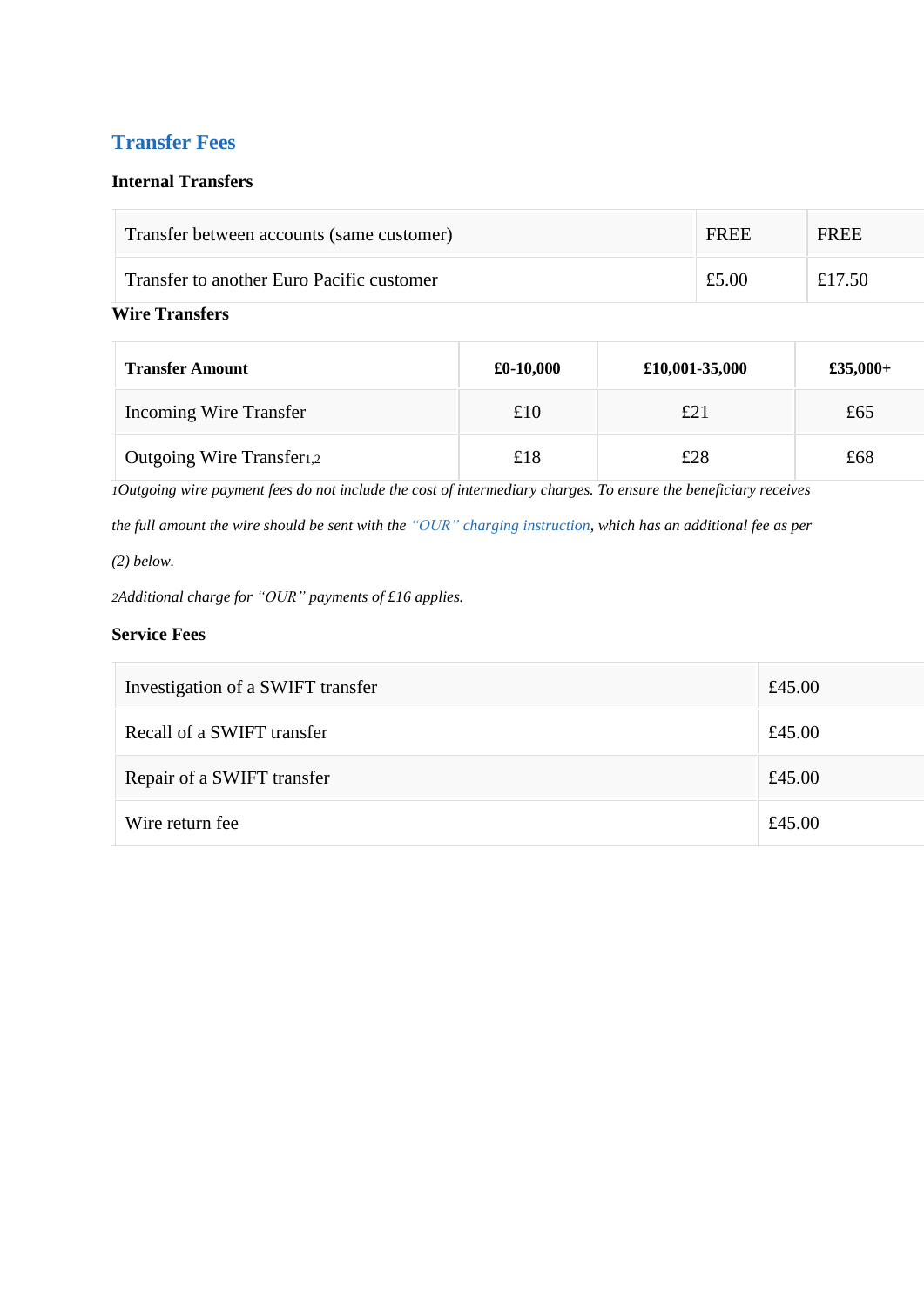## Transfer Fees

### Internal Transfers

| | | |
|---|---|---|
| Transfer between accounts (same customer) | FREE | FREE |
| Transfer to another Euro Pacific customer | £5.00 | £17.50 |

### Wire Transfers

| Transfer Amount | £0-10,000 | £10,001-35,000 | £35,000+ |
|---|---|---|---|
| Incoming Wire Transfer | £10 | £21 | £65 |
| Outgoing Wire Transfer[1,2] | £18 | £28 | £68 |

*[1]Outgoing wire payment fees do not include the cost of intermediary charges. To ensure the beneficiary receives the full amount the wire should be sent with the "OUR" charging instruction, which has an additional fee as per (2) below.*

*[2]Additional charge for "OUR" payments of £16 applies.*

### Service Fees

| | |
|---|---|
| Investigation of a SWIFT transfer | £45.00 |
| Recall of a SWIFT transfer | £45.00 |
| Repair of a SWIFT transfer | £45.00 |
| Wire return fee | £45.00 |